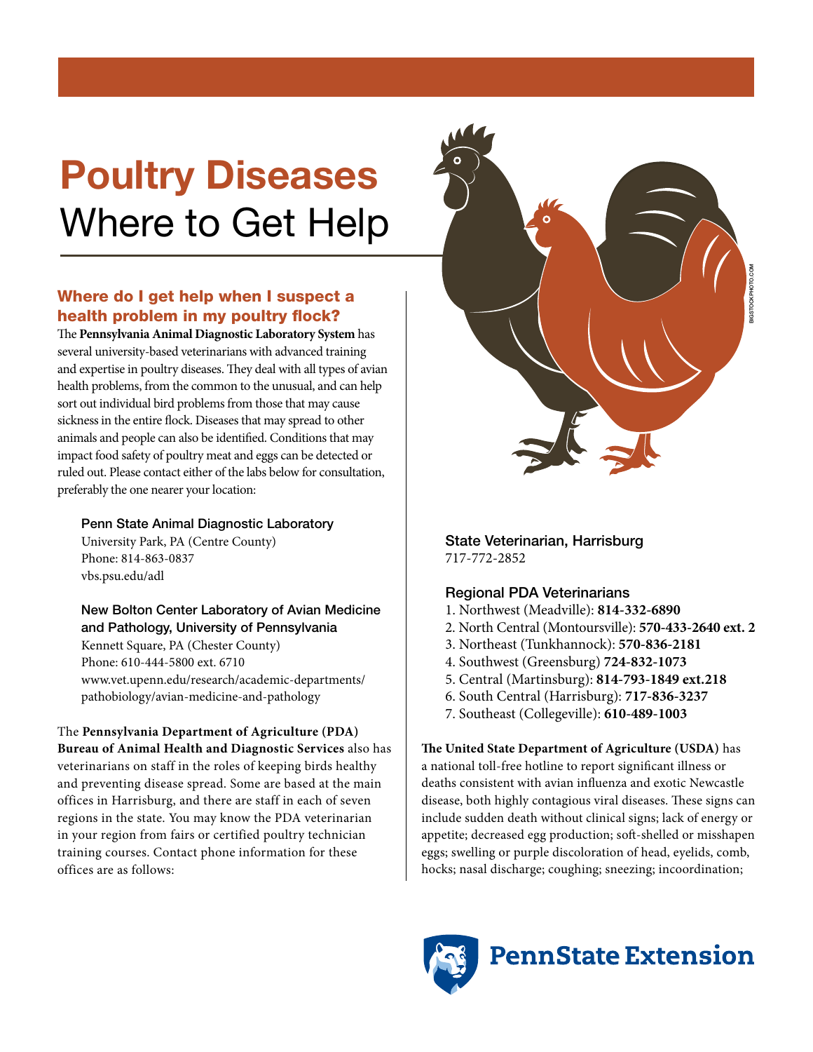# Poultry Diseases
## Where to Get Help

### Where do I get help when I suspect a health problem in my poultry flock?

The **Pennsylvania Animal Diagnostic Laboratory System** has several university-based veterinarians with advanced training and expertise in poultry diseases. They deal with all types of avian health problems, from the common to the unusual, and can help sort out individual bird problems from those that may cause sickness in the entire flock. Diseases that may spread to other animals and people can also be identified. Conditions that may impact food safety of poultry meat and eggs can be detected or ruled out. Please contact either of the labs below for consultation, preferably the one nearer your location:

**Penn State Animal Diagnostic Laboratory**
University Park, PA (Centre County)
Phone: 814-863-0837
vbs.psu.edu/adl

**New Bolton Center Laboratory of Avian Medicine and Pathology, University of Pennsylvania**
Kennett Square, PA (Chester County)
Phone: 610-444-5800 ext. 6710
www.vet.upenn.edu/research/academic-departments/pathobiology/avian-medicine-and-pathology

The **Pennsylvania Department of Agriculture (PDA) Bureau of Animal Health and Diagnostic Services** also has veterinarians on staff in the roles of keeping birds healthy and preventing disease spread. Some are based at the main offices in Harrisburg, and there are staff in each of seven regions in the state. You may know the PDA veterinarian in your region from fairs or certified poultry technician training courses. Contact phone information for these offices are as follows:

**State Veterinarian, Harrisburg**
717-772-2852

**Regional PDA Veterinarians**

1. Northwest (Meadville): **814-332-6890**
2. North Central (Montoursville): **570-433-2640 ext. 2**
3. Northeast (Tunkhannock): **570-836-2181**
4. Southwest (Greensburg) **724-832-1073**
5. Central (Martinsburg): **814-793-1849 ext.218**
6. South Central (Harrisburg): **717-836-3237**
7. Southeast (Collegeville): **610-489-1003**

**The United State Department of Agriculture (USDA)** has a national toll-free hotline to report significant illness or deaths consistent with avian influenza and exotic Newcastle disease, both highly contagious viral diseases. These signs can include sudden death without clinical signs; lack of energy or appetite; decreased egg production; soft-shelled or misshapen eggs; swelling or purple discoloration of head, eyelids, comb, hocks; nasal discharge; coughing; sneezing; incoordination;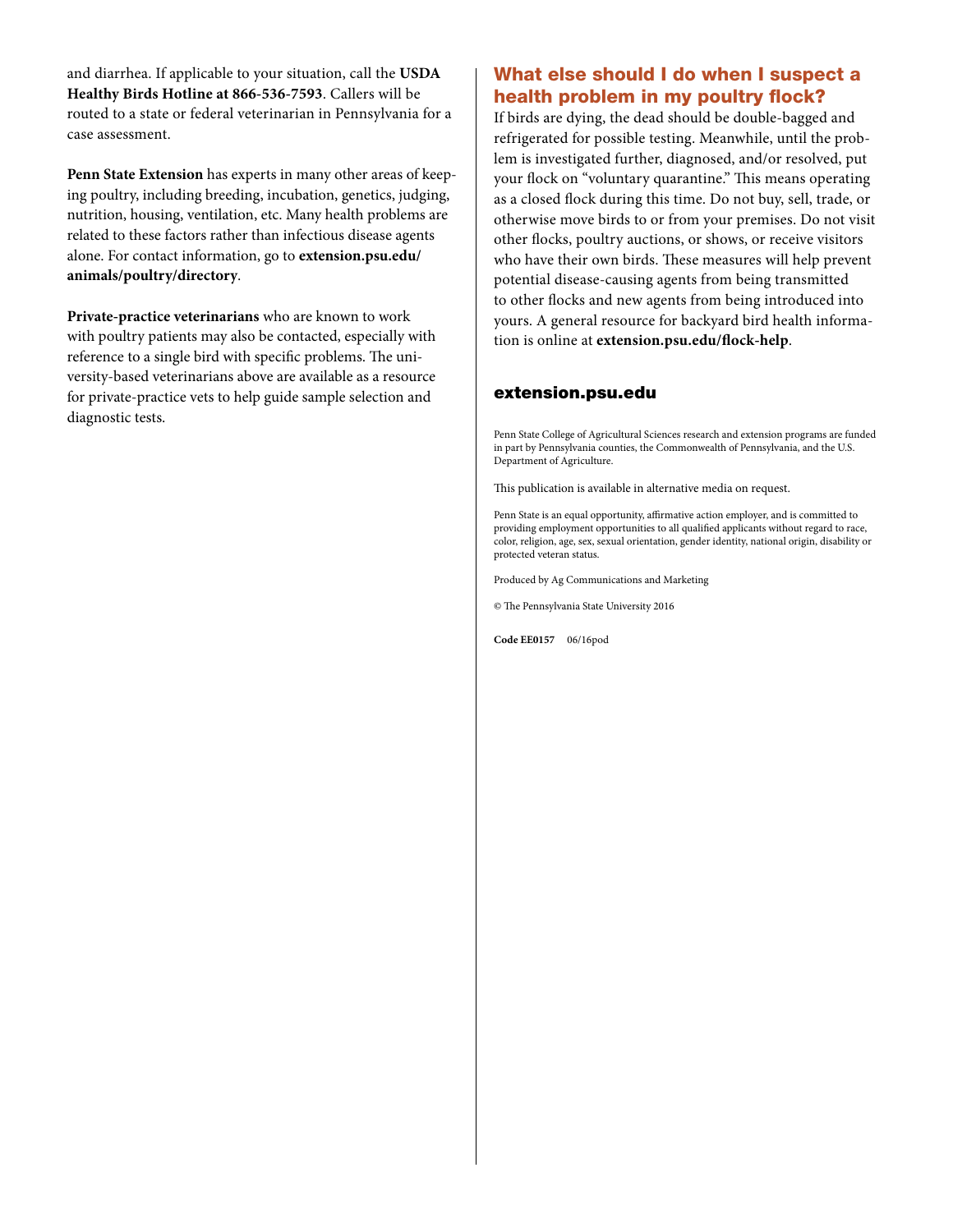and diarrhea. If applicable to your situation, call the **USDA Healthy Birds Hotline at 866-536-7593**. Callers will be routed to a state or federal veterinarian in Pennsylvania for a case assessment.

**Penn State Extension** has experts in many other areas of keeping poultry, including breeding, incubation, genetics, judging, nutrition, housing, ventilation, etc. Many health problems are related to these factors rather than infectious disease agents alone. For contact information, go to **extension.psu.edu/animals/poultry/directory**.

**Private-practice veterinarians** who are known to work with poultry patients may also be contacted, especially with reference to a single bird with specific problems. The university-based veterinarians above are available as a resource for private-practice vets to help guide sample selection and diagnostic tests.

## What else should I do when I suspect a health problem in my poultry flock?

If birds are dying, the dead should be double-bagged and refrigerated for possible testing. Meanwhile, until the problem is investigated further, diagnosed, and/or resolved, put your flock on "voluntary quarantine." This means operating as a closed flock during this time. Do not buy, sell, trade, or otherwise move birds to or from your premises. Do not visit other flocks, poultry auctions, or shows, or receive visitors who have their own birds. These measures will help prevent potential disease-causing agents from being transmitted to other flocks and new agents from being introduced into yours. A general resource for backyard bird health information is online at **extension.psu.edu/flock-help**.

**extension.psu.edu**

Penn State College of Agricultural Sciences research and extension programs are funded in part by Pennsylvania counties, the Commonwealth of Pennsylvania, and the U.S. Department of Agriculture.

This publication is available in alternative media on request.

Penn State is an equal opportunity, affirmative action employer, and is committed to providing employment opportunities to all qualified applicants without regard to race, color, religion, age, sex, sexual orientation, gender identity, national origin, disability or protected veteran status.

Produced by Ag Communications and Marketing

© The Pennsylvania State University 2016

**Code EE0157** 06/16pod